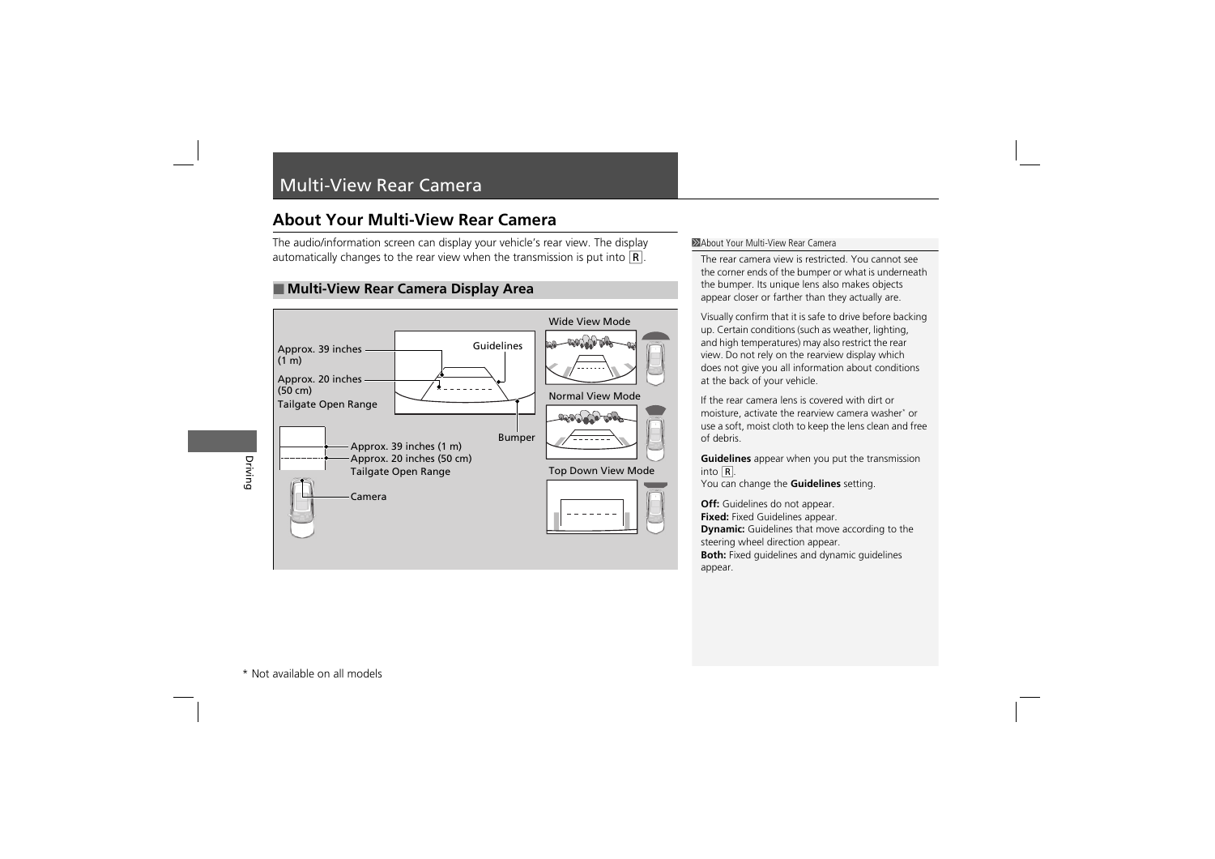# Multi-View Rear Camera

## About Your Multi-View Rear Camera

The audio/information screen can display your vehicle's rear view. The display automatically changes to the rear view when the transmission is put into R.

### Multi-View Rear Camera Display Area

Approx. 39 inches (1 m)

Approx. 20 inches (50 cm)

Tailgate Open Range

Guidelines

Bumper

Approx. 39 inches (1 m)

Approx. 20 inches (50 cm)

Tailgate Open Range

Camera

Wide View Mode

Normal View Mode

Top Down View Mode

About Your Multi-View Rear Camera

The rear camera view is restricted. You cannot see the corner ends of the bumper or what is underneath the bumper. Its unique lens also makes objects appear closer or farther than they actually are.

Visually confirm that it is safe to drive before backing up. Certain conditions (such as weather, lighting, and high temperatures) may also restrict the rear view. Do not rely on the rearview display which does not give you all information about conditions at the back of your vehicle.

If the rear camera lens is covered with dirt or moisture, activate the rearview camera washer* or use a soft, moist cloth to keep the lens clean and free of debris.

**Guidelines** appear when you put the transmission into R.
You can change the **Guidelines** setting.

**Off:** Guidelines do not appear.
**Fixed:** Fixed Guidelines appear.
**Dynamic:** Guidelines that move according to the steering wheel direction appear.
**Both:** Fixed guidelines and dynamic guidelines appear.

* Not available on all models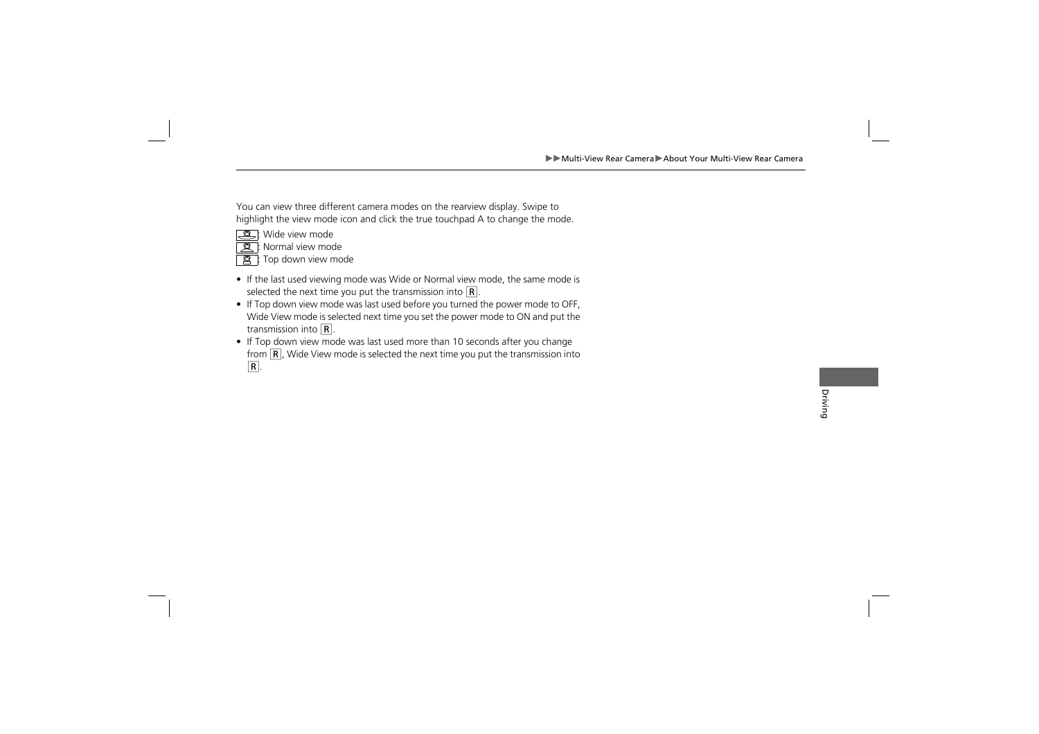You can view three different camera modes on the rearview display. Swipe to highlight the view mode icon and click the true touchpad A to change the mode.

: Wide view mode
: Normal view mode
: Top down view mode

- If the last used viewing mode was Wide or Normal view mode, the same mode is selected the next time you put the transmission into R.
- If Top down view mode was last used before you turned the power mode to OFF, Wide View mode is selected next time you set the power mode to ON and put the transmission into R.
- If Top down view mode was last used more than 10 seconds after you change from R, Wide View mode is selected the next time you put the transmission into R.